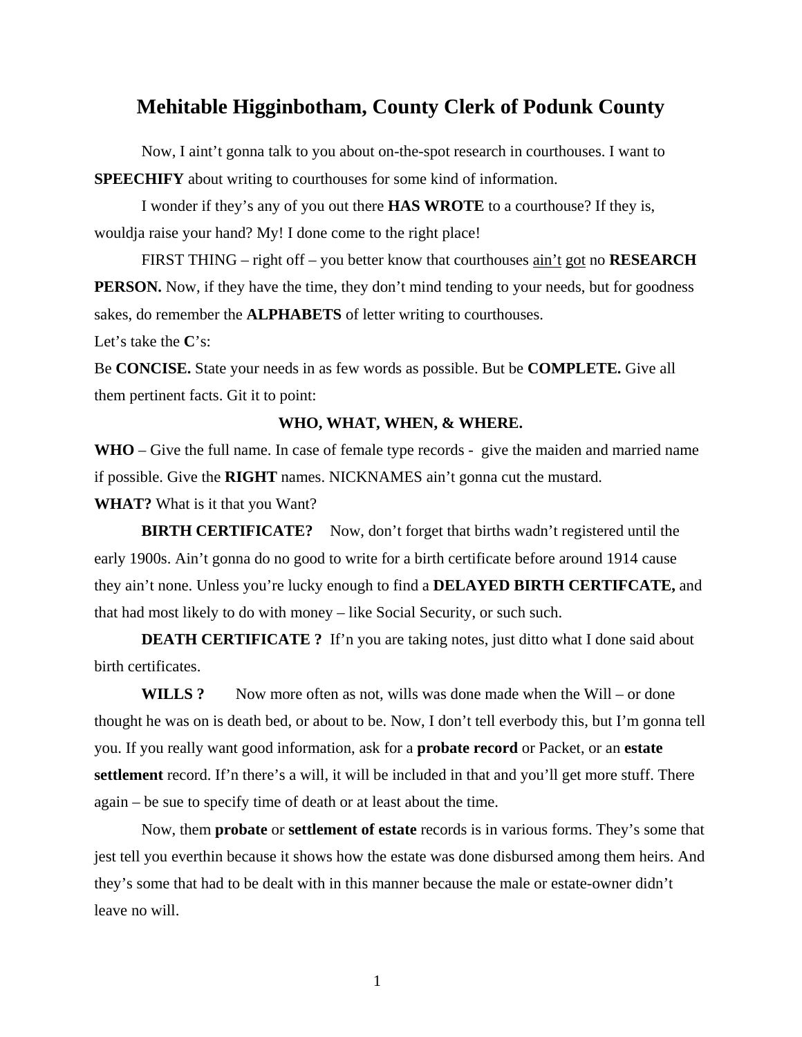# Mehitable Higginbotham, County Clerk of Podunk County

Now, I aint't gonna talk to you about on-the-spot research in courthouses. I want to **SPEECHIFY** about writing to courthouses for some kind of information.

I wonder if they's any of you out there **HAS WROTE** to a courthouse? If they is, wouldja raise your hand? My! I done come to the right place!

FIRST THING – right off – you better know that courthouses <u>ain't got</u> no **RESEARCH PERSON.** Now, if they have the time, they don't mind tending to your needs, but for goodness sakes, do remember the **ALPHABETS** of letter writing to courthouses.

Let's take the **C**'s:

Be **CONCISE.** State your needs in as few words as possible. But be **COMPLETE.** Give all them pertinent facts. Git it to point:

**WHO, WHAT, WHEN, & WHERE.**

**WHO** – Give the full name. In case of female type records - give the maiden and married name if possible. Give the **RIGHT** names. NICKNAMES ain't gonna cut the mustard.

**WHAT?** What is it that you Want?

**BIRTH CERTIFICATE?** Now, don't forget that births wadn't registered until the early 1900s. Ain't gonna do no good to write for a birth certificate before around 1914 cause they ain't none. Unless you're lucky enough to find a **DELAYED BIRTH CERTIFCATE,** and that had most likely to do with money – like Social Security, or such such.

**DEATH CERTIFICATE ?** If'n you are taking notes, just ditto what I done said about birth certificates.

**WILLS ?** Now more often as not, wills was done made when the Will – or done thought he was on is death bed, or about to be. Now, I don't tell everbody this, but I'm gonna tell you. If you really want good information, ask for a **probate record** or Packet, or an **estate settlement** record. If'n there's a will, it will be included in that and you'll get more stuff. There again – be sue to specify time of death or at least about the time.

Now, them **probate** or **settlement of estate** records is in various forms. They's some that jest tell you everthin because it shows how the estate was done disbursed among them heirs. And they's some that had to be dealt with in this manner because the male or estate-owner didn't leave no will.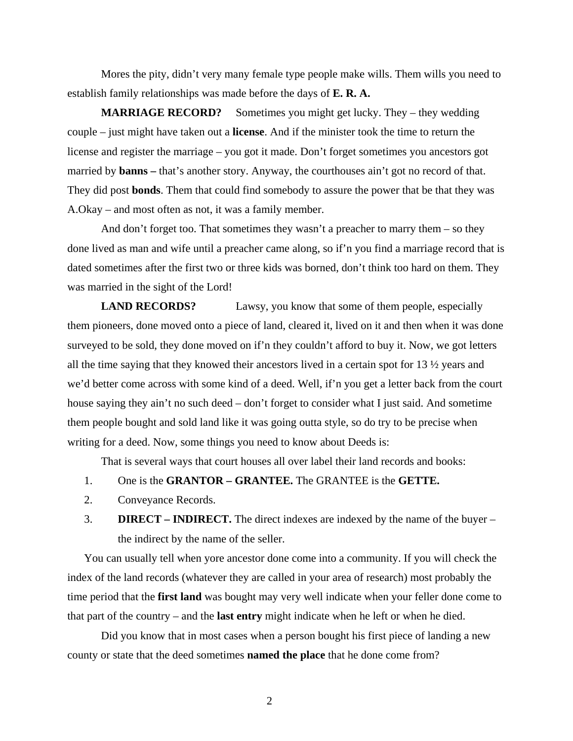Mores the pity, didn't very many female type people make wills. Them wills you need to establish family relationships was made before the days of **E. R. A.**

**MARRIAGE RECORD?** Sometimes you might get lucky. They – they wedding couple – just might have taken out a **license**. And if the minister took the time to return the license and register the marriage – you got it made. Don't forget sometimes you ancestors got married by **banns –** that's another story. Anyway, the courthouses ain't got no record of that. They did post **bonds**. Them that could find somebody to assure the power that be that they was A.Okay – and most often as not, it was a family member.

And don't forget too. That sometimes they wasn't a preacher to marry them – so they done lived as man and wife until a preacher came along, so if'n you find a marriage record that is dated sometimes after the first two or three kids was borned, don't think too hard on them. They was married in the sight of the Lord!

**LAND RECORDS?** Lawsy, you know that some of them people, especially them pioneers, done moved onto a piece of land, cleared it, lived on it and then when it was done surveyed to be sold, they done moved on if'n they couldn't afford to buy it. Now, we got letters all the time saying that they knowed their ancestors lived in a certain spot for 13 ½ years and we'd better come across with some kind of a deed. Well, if'n you get a letter back from the court house saying they ain't no such deed – don't forget to consider what I just said. And sometime them people bought and sold land like it was going outta style, so do try to be precise when writing for a deed. Now, some things you need to know about Deeds is:

That is several ways that court houses all over label their land records and books:

1. One is the **GRANTOR – GRANTEE.** The GRANTEE is the **GETTE.**
2. Conveyance Records.
3. **DIRECT – INDIRECT.** The direct indexes are indexed by the name of the buyer – the indirect by the name of the seller.

You can usually tell when yore ancestor done come into a community. If you will check the index of the land records (whatever they are called in your area of research) most probably the time period that the **first land** was bought may very well indicate when your feller done come to that part of the country – and the **last entry** might indicate when he left or when he died.

Did you know that in most cases when a person bought his first piece of landing a new county or state that the deed sometimes **named the place** that he done come from?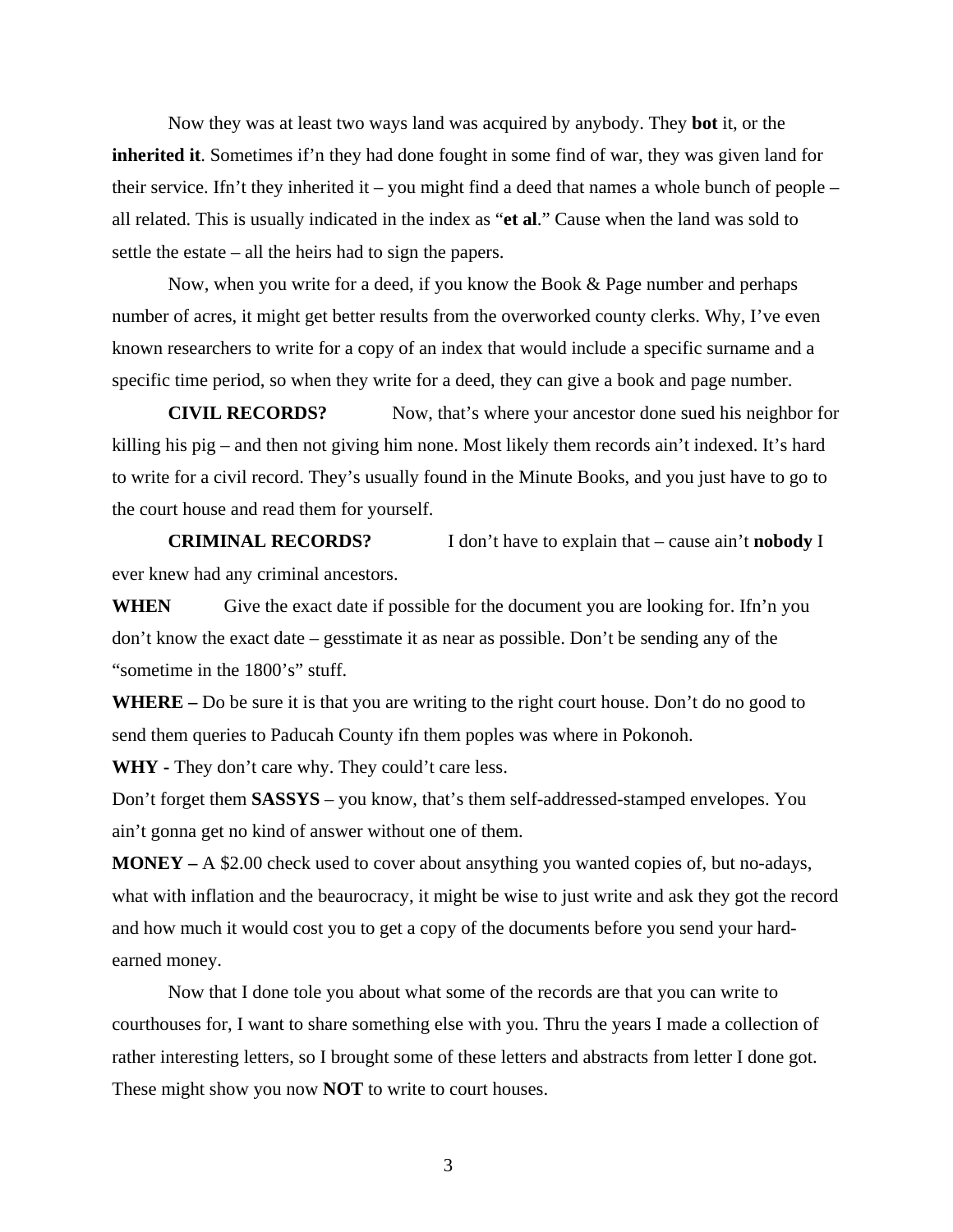Now they was at least two ways land was acquired by anybody. They **bot** it, or the **inherited it**. Sometimes if'n they had done fought in some find of war, they was given land for their service. Ifn't they inherited it – you might find a deed that names a whole bunch of people – all related. This is usually indicated in the index as "**et al**." Cause when the land was sold to settle the estate – all the heirs had to sign the papers.

Now, when you write for a deed, if you know the Book & Page number and perhaps number of acres, it might get better results from the overworked county clerks. Why, I've even known researchers to write for a copy of an index that would include a specific surname and a specific time period, so when they write for a deed, they can give a book and page number.

**CIVIL RECORDS?** Now, that's where your ancestor done sued his neighbor for killing his pig – and then not giving him none. Most likely them records ain't indexed. It's hard to write for a civil record. They's usually found in the Minute Books, and you just have to go to the court house and read them for yourself.

**CRIMINAL RECORDS?** I don't have to explain that – cause ain't **nobody** I ever knew had any criminal ancestors.

**WHEN** Give the exact date if possible for the document you are looking for. Ifn'n you don't know the exact date – gesstimate it as near as possible. Don't be sending any of the "sometime in the 1800's" stuff.

**WHERE –** Do be sure it is that you are writing to the right court house. Don't do no good to send them queries to Paducah County ifn them poples was where in Pokonoh.

**WHY -** They don't care why. They could't care less.

Don't forget them **SASSYS** – you know, that's them self-addressed-stamped envelopes. You ain't gonna get no kind of answer without one of them.

**MONEY –** A $2.00 check used to cover about ansything you wanted copies of, but no-adays, what with inflation and the beaurocracy, it might be wise to just write and ask they got the record and how much it would cost you to get a copy of the documents before you send your hard-earned money.

Now that I done tole you about what some of the records are that you can write to courthouses for, I want to share something else with you. Thru the years I made a collection of rather interesting letters, so I brought some of these letters and abstracts from letter I done got. These might show you now **NOT** to write to court houses.